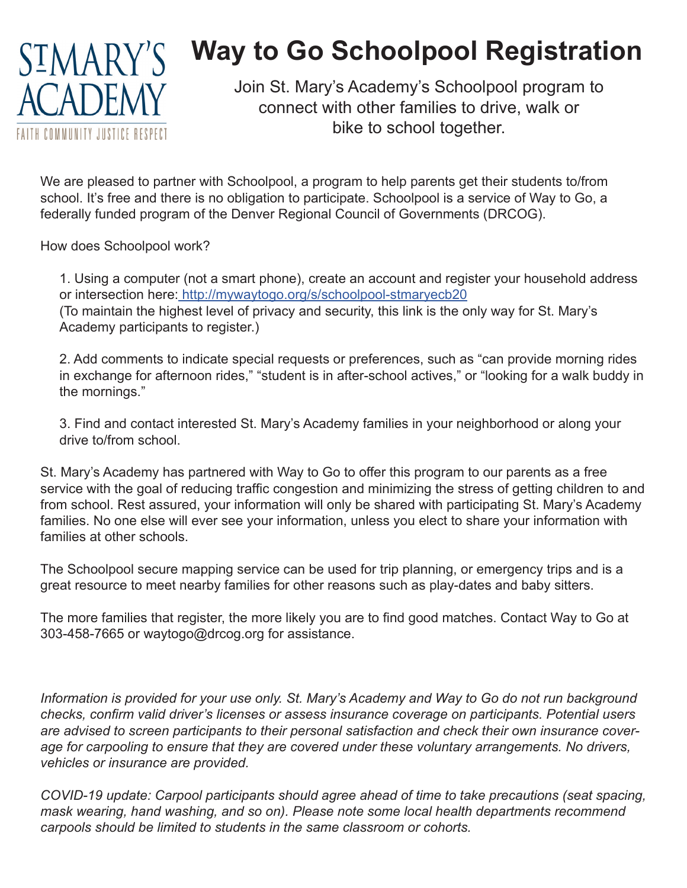ST MARY'S ACADEMY
FAITH COMMUNITY JUSTICE RESPECT

# Way to Go Schoolpool Registration

Join St. Mary's Academy's Schoolpool program to connect with other families to drive, walk or bike to school together.

We are pleased to partner with Schoolpool, a program to help parents get their students to/from school. It's free and there is no obligation to participate. Schoolpool is a service of Way to Go, a federally funded program of the Denver Regional Council of Governments (DRCOG).

How does Schoolpool work?

1. Using a computer (not a smart phone), create an account and register your household address or intersection here: http://mywaytogo.org/s/schoolpool-stmaryecb20
(To maintain the highest level of privacy and security, this link is the only way for St. Mary's Academy participants to register.)

2. Add comments to indicate special requests or preferences, such as "can provide morning rides in exchange for afternoon rides," "student is in after-school actives," or "looking for a walk buddy in the mornings."

3. Find and contact interested St. Mary's Academy families in your neighborhood or along your drive to/from school.

St. Mary's Academy has partnered with Way to Go to offer this program to our parents as a free service with the goal of reducing traffic congestion and minimizing the stress of getting children to and from school. Rest assured, your information will only be shared with participating St. Mary's Academy families. No one else will ever see your information, unless you elect to share your information with families at other schools.

The Schoolpool secure mapping service can be used for trip planning, or emergency trips and is a great resource to meet nearby families for other reasons such as play-dates and baby sitters.

The more families that register, the more likely you are to find good matches. Contact Way to Go at 303-458-7665 or waytogo@drcog.org for assistance.

*Information is provided for your use only. St. Mary's Academy and Way to Go do not run background checks, confirm valid driver's licenses or assess insurance coverage on participants. Potential users are advised to screen participants to their personal satisfaction and check their own insurance coverage for carpooling to ensure that they are covered under these voluntary arrangements. No drivers, vehicles or insurance are provided.*

*COVID-19 update: Carpool participants should agree ahead of time to take precautions (seat spacing, mask wearing, hand washing, and so on). Please note some local health departments recommend carpools should be limited to students in the same classroom or cohorts.*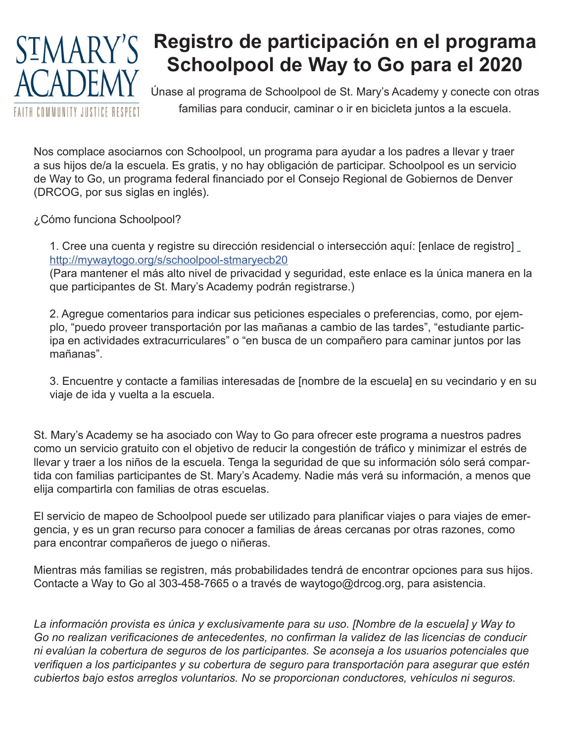ST MARY'S ACADEMY
FAITH COMMUNITY JUSTICE RESPECT

# Registro de participación en el programa Schoolpool de Way to Go para el 2020

Únase al programa de Schoolpool de St. Mary's Academy y conecte con otras familias para conducir, caminar o ir en bicicleta juntos a la escuela.

Nos complace asociarnos con Schoolpool, un programa para ayudar a los padres a llevar y traer a sus hijos de/a la escuela. Es gratis, y no hay obligación de participar. Schoolpool es un servicio de Way to Go, un programa federal financiado por el Consejo Regional de Gobiernos de Denver (DRCOG, por sus siglas en inglés).

¿Cómo funciona Schoolpool?

1. Cree una cuenta y registre su dirección residencial o intersección aquí: [enlace de registro] http://mywaytogo.org/s/schoolpool-stmaryecb20
(Para mantener el más alto nivel de privacidad y seguridad, este enlace es la única manera en la que participantes de St. Mary's Academy podrán registrarse.)

2. Agregue comentarios para indicar sus peticiones especiales o preferencias, como, por ejemplo, "puedo proveer transportación por las mañanas a cambio de las tardes", "estudiante participa en actividades extracurriculares" o "en busca de un compañero para caminar juntos por las mañanas".

3. Encuentre y contacte a familias interesadas de [nombre de la escuela] en su vecindario y en su viaje de ida y vuelta a la escuela.

St. Mary's Academy se ha asociado con Way to Go para ofrecer este programa a nuestros padres como un servicio gratuito con el objetivo de reducir la congestión de tráfico y minimizar el estrés de llevar y traer a los niños de la escuela. Tenga la seguridad de que su información sólo será compartida con familias participantes de St. Mary's Academy. Nadie más verá su información, a menos que elija compartirla con familias de otras escuelas.

El servicio de mapeo de Schoolpool puede ser utilizado para planificar viajes o para viajes de emergencia, y es un gran recurso para conocer a familias de áreas cercanas por otras razones, como para encontrar compañeros de juego o niñeras.

Mientras más familias se registren, más probabilidades tendrá de encontrar opciones para sus hijos. Contacte a Way to Go al 303-458-7665 o a través de waytogo@drcog.org, para asistencia.

*La información provista es única y exclusivamente para su uso. [Nombre de la escuela] y Way to Go no realizan verificaciones de antecedentes, no confirman la validez de las licencias de conducir ni evalúan la cobertura de seguros de los participantes. Se aconseja a los usuarios potenciales que verifiquen a los participantes y su cobertura de seguro para transportación para asegurar que estén cubiertos bajo estos arreglos voluntarios. No se proporcionan conductores, vehículos ni seguros.*